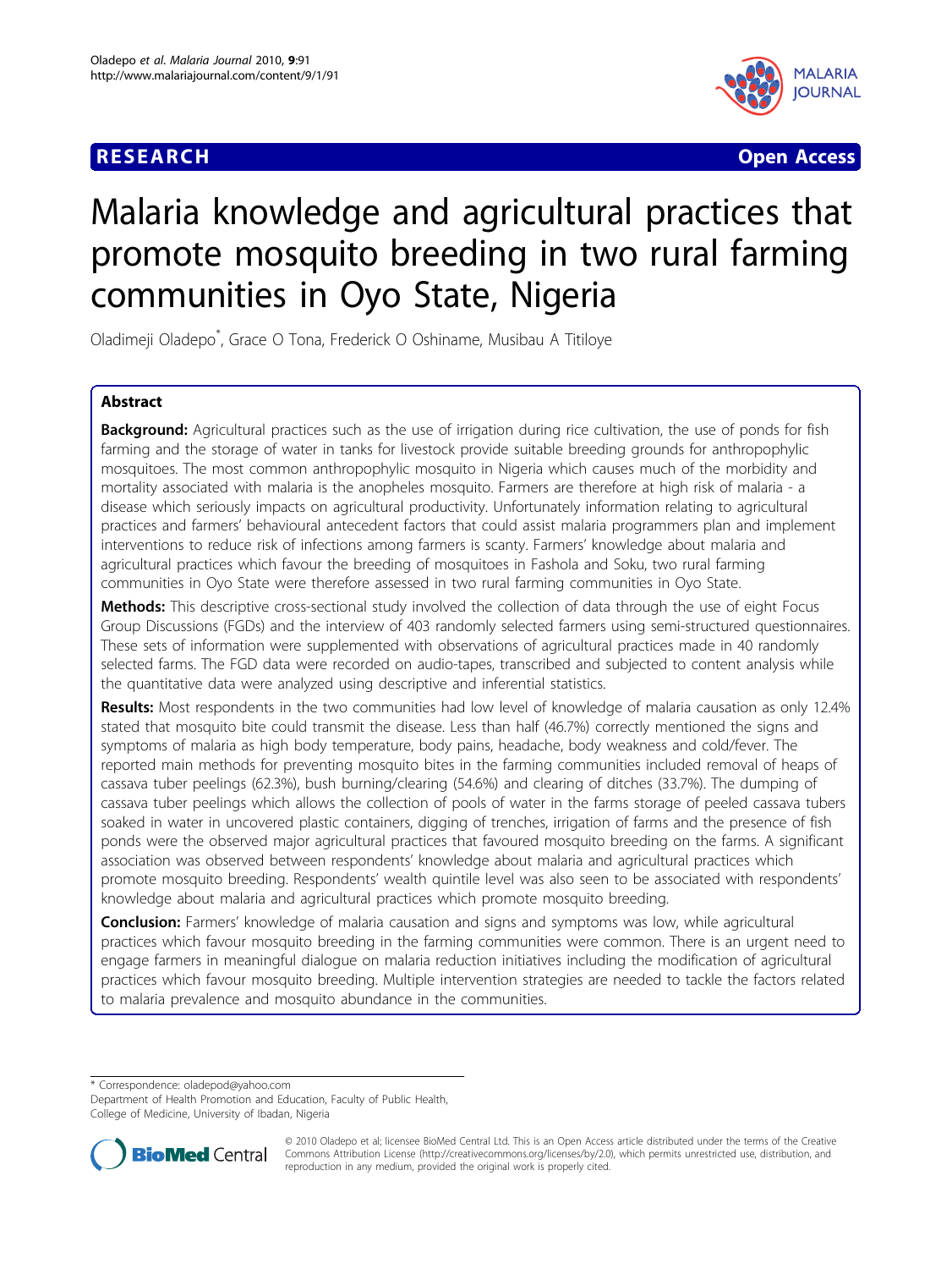**RESEARCH** **Open Access**

# Malaria knowledge and agricultural practices that promote mosquito breeding in two rural farming communities in Oyo State, Nigeria

Oladimeji Oladepo*, Grace O Tona, Frederick O Oshiname, Musibau A Titiloye

## Abstract

**Background:** Agricultural practices such as the use of irrigation during rice cultivation, the use of ponds for fish farming and the storage of water in tanks for livestock provide suitable breeding grounds for anthropophilic mosquitoes. The most common anthropophilic mosquito in Nigeria which causes much of the morbidity and mortality associated with malaria is the anopheles mosquito. Farmers are therefore at high risk of malaria - a disease which seriously impacts on agricultural productivity. Unfortunately information relating to agricultural practices and farmers' behavioural antecedent factors that could assist malaria programmers plan and implement interventions to reduce risk of infections among farmers is scanty. Farmers' knowledge about malaria and agricultural practices which favour the breeding of mosquitoes in Fashola and Soku, two rural farming communities in Oyo State were therefore assessed in two rural farming communities in Oyo State.

**Methods:** This descriptive cross-sectional study involved the collection of data through the use of eight Focus Group Discussions (FGDs) and the interview of 403 randomly selected farmers using semi-structured questionnaires. These sets of information were supplemented with observations of agricultural practices made in 40 randomly selected farms. The FGD data were recorded on audio-tapes, transcribed and subjected to content analysis while the quantitative data were analyzed using descriptive and inferential statistics.

**Results:** Most respondents in the two communities had low level of knowledge of malaria causation as only 12.4% stated that mosquito bite could transmit the disease. Less than half (46.7%) correctly mentioned the signs and symptoms of malaria as high body temperature, body pains, headache, body weakness and cold/fever. The reported main methods for preventing mosquito bites in the farming communities included removal of heaps of cassava tuber peelings (62.3%), bush burning/clearing (54.6%) and clearing of ditches (33.7%). The dumping of cassava tuber peelings which allows the collection of pools of water in the farms storage of peeled cassava tubers soaked in water in uncovered plastic containers, digging of trenches, irrigation of farms and the presence of fish ponds were the observed major agricultural practices that favoured mosquito breeding on the farms. A significant association was observed between respondents' knowledge about malaria and agricultural practices which promote mosquito breeding. Respondents' wealth quintile level was also seen to be associated with respondents' knowledge about malaria and agricultural practices which promote mosquito breeding.

**Conclusion:** Farmers' knowledge of malaria causation and signs and symptoms was low, while agricultural practices which favour mosquito breeding in the farming communities were common. There is an urgent need to engage farmers in meaningful dialogue on malaria reduction initiatives including the modification of agricultural practices which favour mosquito breeding. Multiple intervention strategies are needed to tackle the factors related to malaria prevalence and mosquito abundance in the communities.

* Correspondence: oladepod@yahoo.com
Department of Health Promotion and Education, Faculty of Public Health, College of Medicine, University of Ibadan, Nigeria

© 2010 Oladepo et al; licensee BioMed Central Ltd. This is an Open Access article distributed under the terms of the Creative Commons Attribution License (http://creativecommons.org/licenses/by/2.0), which permits unrestricted use, distribution, and reproduction in any medium, provided the original work is properly cited.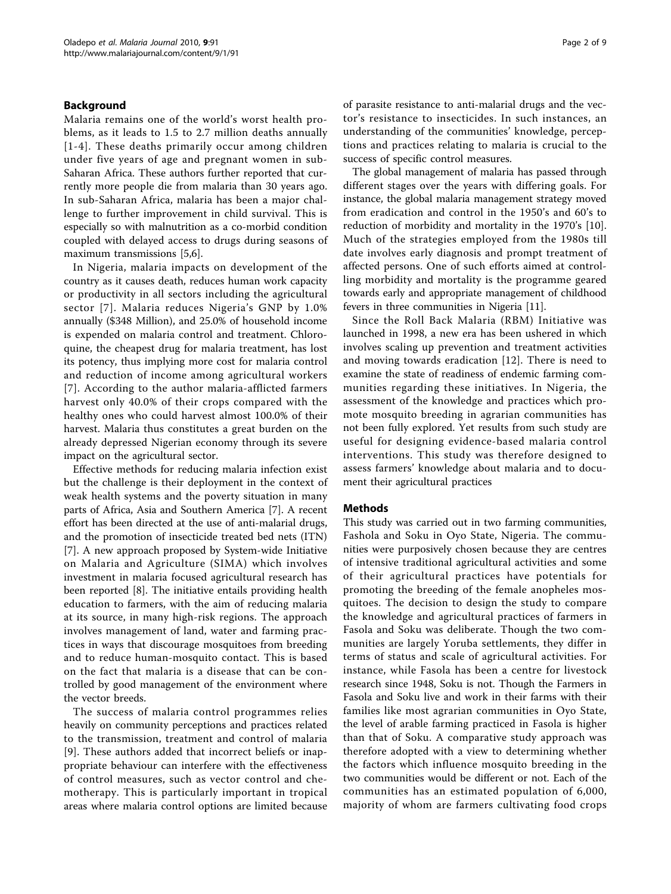## Background

Malaria remains one of the world's worst health problems, as it leads to 1.5 to 2.7 million deaths annually [1-4]. These deaths primarily occur among children under five years of age and pregnant women in sub-Saharan Africa. These authors further reported that currently more people die from malaria than 30 years ago. In sub-Saharan Africa, malaria has been a major challenge to further improvement in child survival. This is especially so with malnutrition as a co-morbid condition coupled with delayed access to drugs during seasons of maximum transmissions [5,6].

In Nigeria, malaria impacts on development of the country as it causes death, reduces human work capacity or productivity in all sectors including the agricultural sector [7]. Malaria reduces Nigeria's GNP by 1.0% annually ($348 Million), and 25.0% of household income is expended on malaria control and treatment. Chloroquine, the cheapest drug for malaria treatment, has lost its potency, thus implying more cost for malaria control and reduction of income among agricultural workers [7]. According to the author malaria-afflicted farmers harvest only 40.0% of their crops compared with the healthy ones who could harvest almost 100.0% of their harvest. Malaria thus constitutes a great burden on the already depressed Nigerian economy through its severe impact on the agricultural sector.

Effective methods for reducing malaria infection exist but the challenge is their deployment in the context of weak health systems and the poverty situation in many parts of Africa, Asia and Southern America [7]. A recent effort has been directed at the use of anti-malarial drugs, and the promotion of insecticide treated bed nets (ITN) [7]. A new approach proposed by System-wide Initiative on Malaria and Agriculture (SIMA) which involves investment in malaria focused agricultural research has been reported [8]. The initiative entails providing health education to farmers, with the aim of reducing malaria at its source, in many high-risk regions. The approach involves management of land, water and farming practices in ways that discourage mosquitoes from breeding and to reduce human-mosquito contact. This is based on the fact that malaria is a disease that can be controlled by good management of the environment where the vector breeds.

The success of malaria control programmes relies heavily on community perceptions and practices related to the transmission, treatment and control of malaria [9]. These authors added that incorrect beliefs or inappropriate behaviour can interfere with the effectiveness of control measures, such as vector control and chemotherapy. This is particularly important in tropical areas where malaria control options are limited because of parasite resistance to anti-malarial drugs and the vector's resistance to insecticides. In such instances, an understanding of the communities' knowledge, perceptions and practices relating to malaria is crucial to the success of specific control measures.

The global management of malaria has passed through different stages over the years with differing goals. For instance, the global malaria management strategy moved from eradication and control in the 1950's and 60's to reduction of morbidity and mortality in the 1970's [10]. Much of the strategies employed from the 1980s till date involves early diagnosis and prompt treatment of affected persons. One of such efforts aimed at controlling morbidity and mortality is the programme geared towards early and appropriate management of childhood fevers in three communities in Nigeria [11].

Since the Roll Back Malaria (RBM) Initiative was launched in 1998, a new era has been ushered in which involves scaling up prevention and treatment activities and moving towards eradication [12]. There is need to examine the state of readiness of endemic farming communities regarding these initiatives. In Nigeria, the assessment of the knowledge and practices which promote mosquito breeding in agrarian communities has not been fully explored. Yet results from such study are useful for designing evidence-based malaria control interventions. This study was therefore designed to assess farmers' knowledge about malaria and to document their agricultural practices

## Methods

This study was carried out in two farming communities, Fashola and Soku in Oyo State, Nigeria. The communities were purposively chosen because they are centres of intensive traditional agricultural activities and some of their agricultural practices have potentials for promoting the breeding of the female anopheles mosquitoes. The decision to design the study to compare the knowledge and agricultural practices of farmers in Fasola and Soku was deliberate. Though the two communities are largely Yoruba settlements, they differ in terms of status and scale of agricultural activities. For instance, while Fasola has been a centre for livestock research since 1948, Soku is not. Though the Farmers in Fasola and Soku live and work in their farms with their families like most agrarian communities in Oyo State, the level of arable farming practiced in Fasola is higher than that of Soku. A comparative study approach was therefore adopted with a view to determining whether the factors which influence mosquito breeding in the two communities would be different or not. Each of the communities has an estimated population of 6,000, majority of whom are farmers cultivating food crops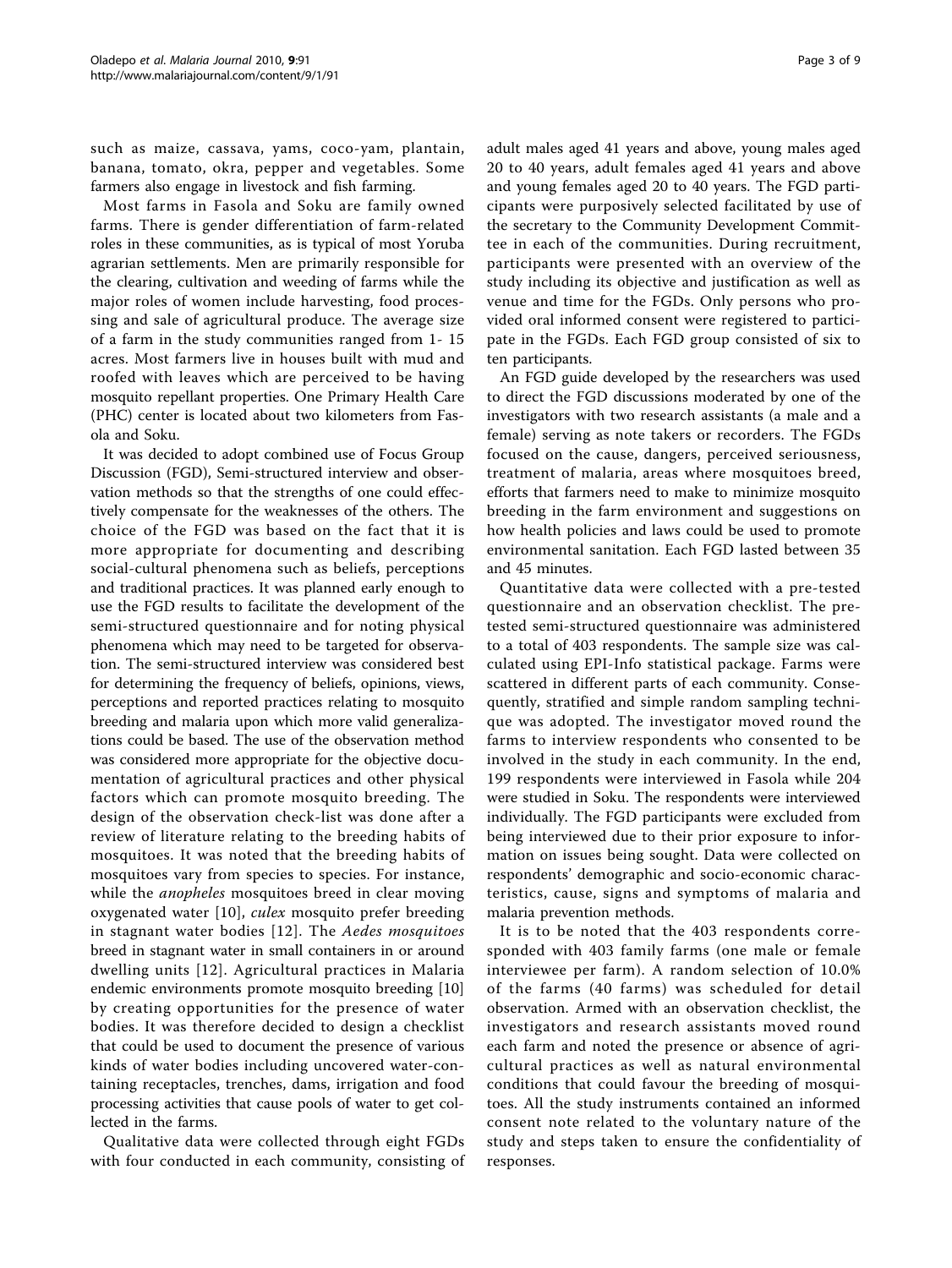such as maize, cassava, yams, coco-yam, plantain, banana, tomato, okra, pepper and vegetables. Some farmers also engage in livestock and fish farming.

Most farms in Fasola and Soku are family owned farms. There is gender differentiation of farm-related roles in these communities, as is typical of most Yoruba agrarian settlements. Men are primarily responsible for the clearing, cultivation and weeding of farms while the major roles of women include harvesting, food processing and sale of agricultural produce. The average size of a farm in the study communities ranged from 1- 15 acres. Most farmers live in houses built with mud and roofed with leaves which are perceived to be having mosquito repellant properties. One Primary Health Care (PHC) center is located about two kilometers from Fasola and Soku.

It was decided to adopt combined use of Focus Group Discussion (FGD), Semi-structured interview and observation methods so that the strengths of one could effectively compensate for the weaknesses of the others. The choice of the FGD was based on the fact that it is more appropriate for documenting and describing social-cultural phenomena such as beliefs, perceptions and traditional practices. It was planned early enough to use the FGD results to facilitate the development of the semi-structured questionnaire and for noting physical phenomena which may need to be targeted for observation. The semi-structured interview was considered best for determining the frequency of beliefs, opinions, views, perceptions and reported practices relating to mosquito breeding and malaria upon which more valid generalizations could be based. The use of the observation method was considered more appropriate for the objective documentation of agricultural practices and other physical factors which can promote mosquito breeding. The design of the observation check-list was done after a review of literature relating to the breeding habits of mosquitoes. It was noted that the breeding habits of mosquitoes vary from species to species. For instance, while the *anopheles* mosquitoes breed in clear moving oxygenated water [10], *culex* mosquito prefer breeding in stagnant water bodies [12]. The *Aedes mosquitoes* breed in stagnant water in small containers in or around dwelling units [12]. Agricultural practices in Malaria endemic environments promote mosquito breeding [10] by creating opportunities for the presence of water bodies. It was therefore decided to design a checklist that could be used to document the presence of various kinds of water bodies including uncovered water-containing receptacles, trenches, dams, irrigation and food processing activities that cause pools of water to get collected in the farms.

Qualitative data were collected through eight FGDs with four conducted in each community, consisting of adult males aged 41 years and above, young males aged 20 to 40 years, adult females aged 41 years and above and young females aged 20 to 40 years. The FGD participants were purposively selected facilitated by use of the secretary to the Community Development Committee in each of the communities. During recruitment, participants were presented with an overview of the study including its objective and justification as well as venue and time for the FGDs. Only persons who provided oral informed consent were registered to participate in the FGDs. Each FGD group consisted of six to ten participants.

An FGD guide developed by the researchers was used to direct the FGD discussions moderated by one of the investigators with two research assistants (a male and a female) serving as note takers or recorders. The FGDs focused on the cause, dangers, perceived seriousness, treatment of malaria, areas where mosquitoes breed, efforts that farmers need to make to minimize mosquito breeding in the farm environment and suggestions on how health policies and laws could be used to promote environmental sanitation. Each FGD lasted between 35 and 45 minutes.

Quantitative data were collected with a pre-tested questionnaire and an observation checklist. The pre-tested semi-structured questionnaire was administered to a total of 403 respondents. The sample size was calculated using EPI-Info statistical package. Farms were scattered in different parts of each community. Consequently, stratified and simple random sampling technique was adopted. The investigator moved round the farms to interview respondents who consented to be involved in the study in each community. In the end, 199 respondents were interviewed in Fasola while 204 were studied in Soku. The respondents were interviewed individually. The FGD participants were excluded from being interviewed due to their prior exposure to information on issues being sought. Data were collected on respondents' demographic and socio-economic characteristics, cause, signs and symptoms of malaria and malaria prevention methods.

It is to be noted that the 403 respondents corresponded with 403 family farms (one male or female interviewee per farm). A random selection of 10.0% of the farms (40 farms) was scheduled for detail observation. Armed with an observation checklist, the investigators and research assistants moved round each farm and noted the presence or absence of agricultural practices as well as natural environmental conditions that could favour the breeding of mosquitoes. All the study instruments contained an informed consent note related to the voluntary nature of the study and steps taken to ensure the confidentiality of responses.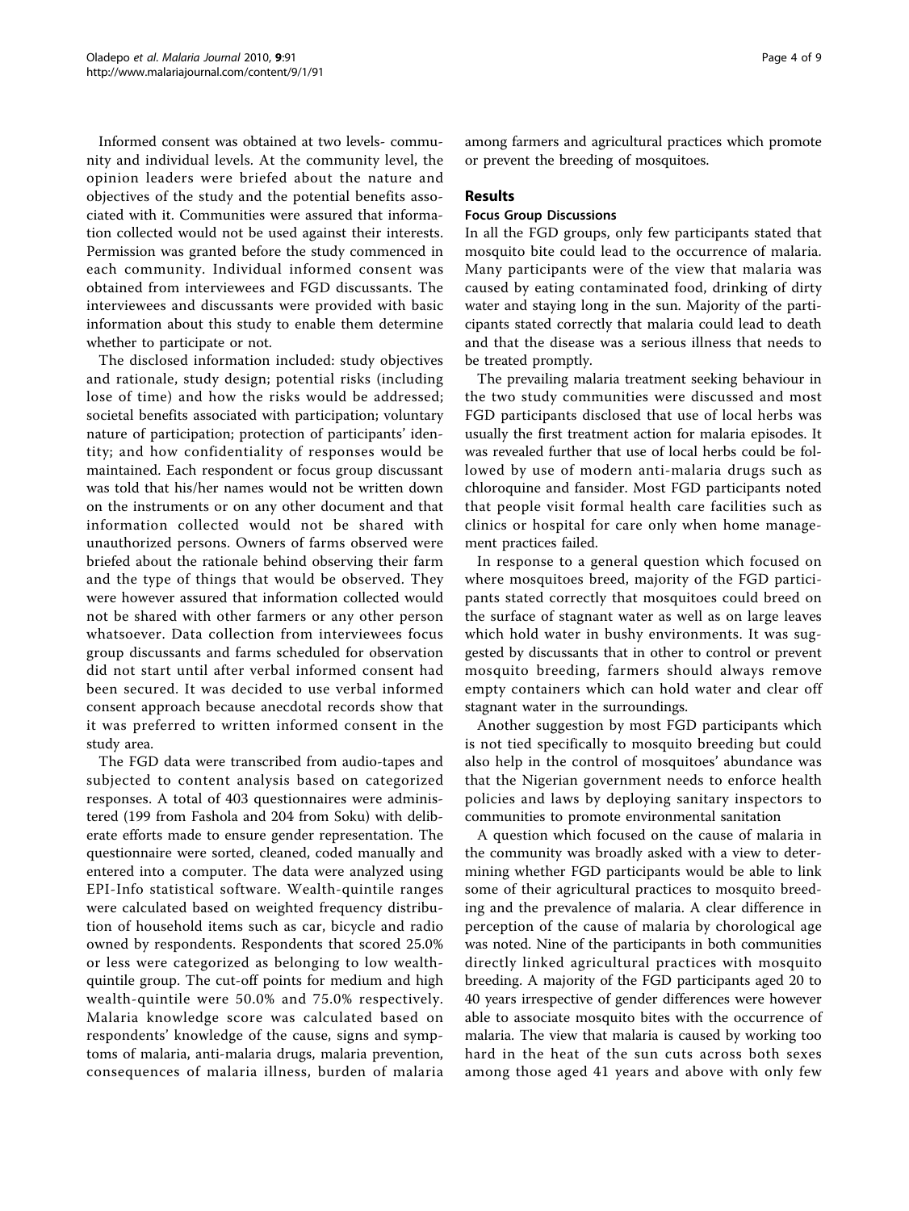Informed consent was obtained at two levels- community and individual levels. At the community level, the opinion leaders were briefed about the nature and objectives of the study and the potential benefits associated with it. Communities were assured that information collected would not be used against their interests. Permission was granted before the study commenced in each community. Individual informed consent was obtained from interviewees and FGD discussants. The interviewees and discussants were provided with basic information about this study to enable them determine whether to participate or not.

The disclosed information included: study objectives and rationale, study design; potential risks (including lose of time) and how the risks would be addressed; societal benefits associated with participation; voluntary nature of participation; protection of participants' identity; and how confidentiality of responses would be maintained. Each respondent or focus group discussant was told that his/her names would not be written down on the instruments or on any other document and that information collected would not be shared with unauthorized persons. Owners of farms observed were briefed about the rationale behind observing their farm and the type of things that would be observed. They were however assured that information collected would not be shared with other farmers or any other person whatsoever. Data collection from interviewees focus group discussants and farms scheduled for observation did not start until after verbal informed consent had been secured. It was decided to use verbal informed consent approach because anecdotal records show that it was preferred to written informed consent in the study area.

The FGD data were transcribed from audio-tapes and subjected to content analysis based on categorized responses. A total of 403 questionnaires were administered (199 from Fashola and 204 from Soku) with deliberate efforts made to ensure gender representation. The questionnaire were sorted, cleaned, coded manually and entered into a computer. The data were analyzed using EPI-Info statistical software. Wealth-quintile ranges were calculated based on weighted frequency distribution of household items such as car, bicycle and radio owned by respondents. Respondents that scored 25.0% or less were categorized as belonging to low wealth-quintile group. The cut-off points for medium and high wealth-quintile were 50.0% and 75.0% respectively. Malaria knowledge score was calculated based on respondents' knowledge of the cause, signs and symptoms of malaria, anti-malaria drugs, malaria prevention, consequences of malaria illness, burden of malaria among farmers and agricultural practices which promote or prevent the breeding of mosquitoes.

## Results

### Focus Group Discussions

In all the FGD groups, only few participants stated that mosquito bite could lead to the occurrence of malaria. Many participants were of the view that malaria was caused by eating contaminated food, drinking of dirty water and staying long in the sun. Majority of the participants stated correctly that malaria could lead to death and that the disease was a serious illness that needs to be treated promptly.

The prevailing malaria treatment seeking behaviour in the two study communities were discussed and most FGD participants disclosed that use of local herbs was usually the first treatment action for malaria episodes. It was revealed further that use of local herbs could be followed by use of modern anti-malaria drugs such as chloroquine and fansider. Most FGD participants noted that people visit formal health care facilities such as clinics or hospital for care only when home management practices failed.

In response to a general question which focused on where mosquitoes breed, majority of the FGD participants stated correctly that mosquitoes could breed on the surface of stagnant water as well as on large leaves which hold water in bushy environments. It was suggested by discussants that in other to control or prevent mosquito breeding, farmers should always remove empty containers which can hold water and clear off stagnant water in the surroundings.

Another suggestion by most FGD participants which is not tied specifically to mosquito breeding but could also help in the control of mosquitoes' abundance was that the Nigerian government needs to enforce health policies and laws by deploying sanitary inspectors to communities to promote environmental sanitation

A question which focused on the cause of malaria in the community was broadly asked with a view to determining whether FGD participants would be able to link some of their agricultural practices to mosquito breeding and the prevalence of malaria. A clear difference in perception of the cause of malaria by chorological age was noted. Nine of the participants in both communities directly linked agricultural practices with mosquito breeding. A majority of the FGD participants aged 20 to 40 years irrespective of gender differences were however able to associate mosquito bites with the occurrence of malaria. The view that malaria is caused by working too hard in the heat of the sun cuts across both sexes among those aged 41 years and above with only few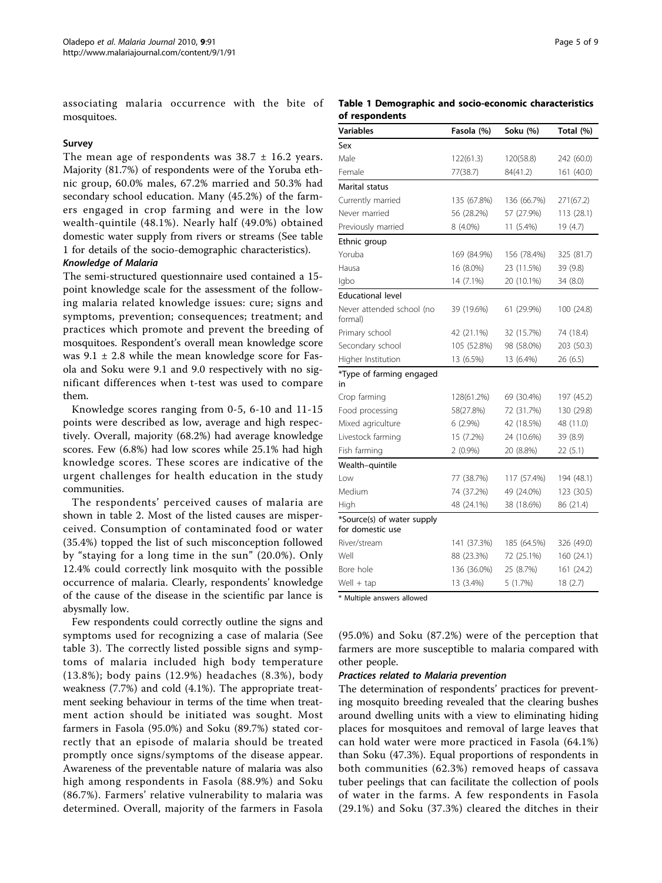associating malaria occurrence with the bite of mosquitoes.

### Survey

The mean age of respondents was $38.7 \pm 16.2$ years. Majority (81.7%) of respondents were of the Yoruba ethnic group, 60.0% males, 67.2% married and 50.3% had secondary school education. Many (45.2%) of the farmers engaged in crop farming and were in the low wealth-quintile (48.1%). Nearly half (49.0%) obtained domestic water supply from rivers or streams (See table 1 for details of the socio-demographic characteristics).

#### *Knowledge of Malaria*

The semi-structured questionnaire used contained a 15-point knowledge scale for the assessment of the following malaria related knowledge issues: cure; signs and symptoms, prevention; consequences; treatment; and practices which promote and prevent the breeding of mosquitoes. Respondent's overall mean knowledge score was $9.1 \pm 2.8$ while the mean knowledge score for Fasola and Soku were 9.1 and 9.0 respectively with no significant differences when t-test was used to compare them.

Knowledge scores ranging from 0-5, 6-10 and 11-15 points were described as low, average and high respectively. Overall, majority (68.2%) had average knowledge scores. Few (6.8%) had low scores while 25.1% had high knowledge scores. These scores are indicative of the urgent challenges for health education in the study communities.

The respondents' perceived causes of malaria are shown in table 2. Most of the listed causes are misperceived. Consumption of contaminated food or water (35.4%) topped the list of such misconception followed by "staying for a long time in the sun" (20.0%). Only 12.4% could correctly link mosquito with the possible occurrence of malaria. Clearly, respondents' knowledge of the cause of the disease in the scientific par lance is abysmally low.

Few respondents could correctly outline the signs and symptoms used for recognizing a case of malaria (See table 3). The correctly listed possible signs and symptoms of malaria included high body temperature (13.8%); body pains (12.9%) headaches (8.3%), body weakness (7.7%) and cold (4.1%). The appropriate treatment seeking behaviour in terms of the time when treatment action should be initiated was sought. Most farmers in Fasola (95.0%) and Soku (89.7%) stated correctly that an episode of malaria should be treated promptly once signs/symptoms of the disease appear. Awareness of the preventable nature of malaria was also high among respondents in Fasola (88.9%) and Soku (86.7%). Farmers' relative vulnerability to malaria was determined. Overall, majority of the farmers in Fasola (95.0%) and Soku (87.2%) were of the perception that farmers are more susceptible to malaria compared with other people.

**Table 1 Demographic and socio-economic characteristics of respondents**

| Variables | Fasola (%) | Soku (%) | Total (%) |
|---|---|---|---|
| Sex | | | |
| Male | 122(61.3) | 120(58.8) | 242 (60.0) |
| Female | 77(38.7) | 84(41.2) | 161 (40.0) |
| Marital status | | | |
| Currently married | 135 (67.8%) | 136 (66.7%) | 271(67.2) |
| Never married | 56 (28.2%) | 57 (27.9%) | 113 (28.1) |
| Previously married | 8 (4.0%) | 11 (5.4%) | 19 (4.7) |
| Ethnic group | | | |
| Yoruba | 169 (84.9%) | 156 (78.4%) | 325 (81.7) |
| Hausa | 16 (8.0%) | 23 (11.5%) | 39 (9.8) |
| Igbo | 14 (7.1%) | 20 (10.1%) | 34 (8.0) |
| Educational level | | | |
| Never attended school (no formal) | 39 (19.6%) | 61 (29.9%) | 100 (24.8) |
| Primary school | 42 (21.1%) | 32 (15.7%) | 74 (18.4) |
| Secondary school | 105 (52.8%) | 98 (58.0%) | 203 (50.3) |
| Higher Institution | 13 (6.5%) | 13 (6.4%) | 26 (6.5) |
| *Type of farming engaged in | | | |
| Crop farming | 128(61.2%) | 69 (30.4%) | 197 (45.2) |
| Food processing | 58(27.8%) | 72 (31.7%) | 130 (29.8) |
| Mixed agriculture | 6 (2.9%) | 42 (18.5%) | 48 (11.0) |
| Livestock farming | 15 (7.2%) | 24 (10.6%) | 39 (8.9) |
| Fish farming | 2 (0.9%) | 20 (8.8%) | 22 (5.1) |
| Wealth–quintile | | | |
| Low | 77 (38.7%) | 117 (57.4%) | 194 (48.1) |
| Medium | 74 (37.2%) | 49 (24.0%) | 123 (30.5) |
| High | 48 (24.1%) | 38 (18.6%) | 86 (21.4) |
| *Source(s) of water supply for domestic use | | | |
| River/stream | 141 (37.3%) | 185 (64.5%) | 326 (49.0) |
| Well | 88 (23.3%) | 72 (25.1%) | 160 (24.1) |
| Bore hole | 136 (36.0%) | 25 (8.7%) | 161 (24.2) |
| Well + tap | 13 (3.4%) | 5 (1.7%) | 18 (2.7) |

\* Multiple answers allowed

#### *Practices related to Malaria prevention*

The determination of respondents' practices for preventing mosquito breeding revealed that the clearing bushes around dwelling units with a view to eliminating hiding places for mosquitoes and removal of large leaves that can hold water were more practiced in Fasola (64.1%) than Soku (47.3%). Equal proportions of respondents in both communities (62.3%) removed heaps of cassava tuber peelings that can facilitate the collection of pools of water in the farms. A few respondents in Fasola (29.1%) and Soku (37.3%) cleared the ditches in their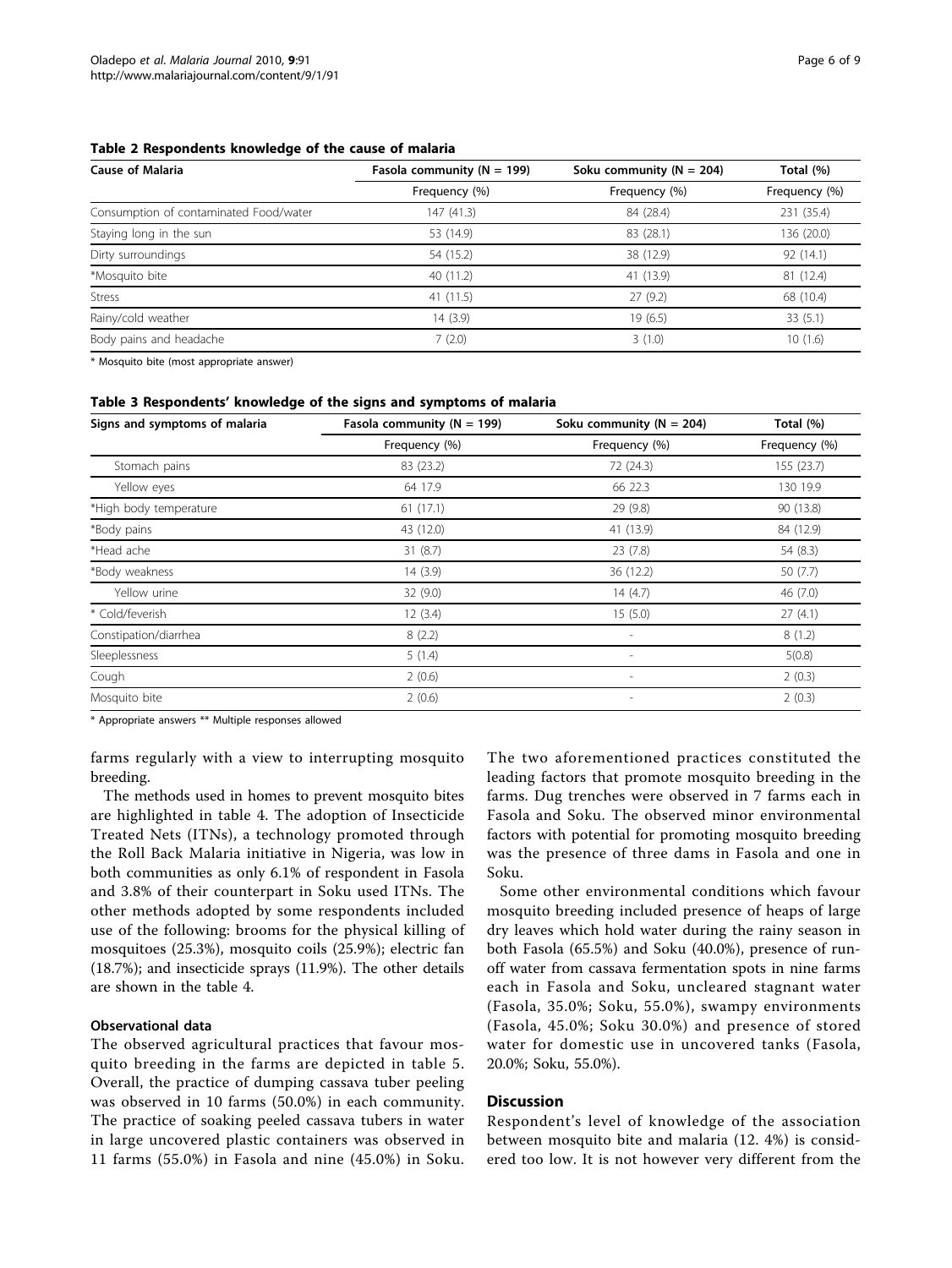**Table 2 Respondents knowledge of the cause of malaria**

| Cause of Malaria | Fasola community (N = 199) | Soku community (N = 204) | Total (%) |
|---|---|---|---|
| | Frequency (%) | Frequency (%) | Frequency (%) |
| Consumption of contaminated Food/water | 147 (41.3) | 84 (28.4) | 231 (35.4) |
| Staying long in the sun | 53 (14.9) | 83 (28.1) | 136 (20.0) |
| Dirty surroundings | 54 (15.2) | 38 (12.9) | 92 (14.1) |
| *Mosquito bite | 40 (11.2) | 41 (13.9) | 81 (12.4) |
| Stress | 41 (11.5) | 27 (9.2) | 68 (10.4) |
| Rainy/cold weather | 14 (3.9) | 19 (6.5) | 33 (5.1) |
| Body pains and headache | 7 (2.0) | 3 (1.0) | 10 (1.6) |

* Mosquito bite (most appropriate answer)

**Table 3 Respondents' knowledge of the signs and symptoms of malaria**

| Signs and symptoms of malaria | Fasola community (N = 199) | Soku community (N = 204) | Total (%) |
|---|---|---|---|
| | Frequency (%) | Frequency (%) | Frequency (%) |
| Stomach pains | 83 (23.2) | 72 (24.3) | 155 (23.7) |
| Yellow eyes | 64 17.9 | 66 22.3 | 130 19.9 |
| *High body temperature | 61 (17.1) | 29 (9.8) | 90 (13.8) |
| *Body pains | 43 (12.0) | 41 (13.9) | 84 (12.9) |
| *Head ache | 31 (8.7) | 23 (7.8) | 54 (8.3) |
| *Body weakness | 14 (3.9) | 36 (12.2) | 50 (7.7) |
| Yellow urine | 32 (9.0) | 14 (4.7) | 46 (7.0) |
| * Cold/feverish | 12 (3.4) | 15 (5.0) | 27 (4.1) |
| Constipation/diarrhea | 8 (2.2) | - | 8 (1.2) |
| Sleeplessness | 5 (1.4) | - | 5(0.8) |
| Cough | 2 (0.6) | - | 2 (0.3) |
| Mosquito bite | 2 (0.6) | - | 2 (0.3) |

* Appropriate answers ** Multiple responses allowed

farms regularly with a view to interrupting mosquito breeding.

The methods used in homes to prevent mosquito bites are highlighted in table 4. The adoption of Insecticide Treated Nets (ITNs), a technology promoted through the Roll Back Malaria initiative in Nigeria, was low in both communities as only 6.1% of respondent in Fasola and 3.8% of their counterpart in Soku used ITNs. The other methods adopted by some respondents included use of the following: brooms for the physical killing of mosquitoes (25.3%), mosquito coils (25.9%); electric fan (18.7%); and insecticide sprays (11.9%). The other details are shown in the table 4.

### Observational data

The observed agricultural practices that favour mosquito breeding in the farms are depicted in table 5. Overall, the practice of dumping cassava tuber peeling was observed in 10 farms (50.0%) in each community. The practice of soaking peeled cassava tubers in water in large uncovered plastic containers was observed in 11 farms (55.0%) in Fasola and nine (45.0%) in Soku. The two aforementioned practices constituted the leading factors that promote mosquito breeding in the farms. Dug trenches were observed in 7 farms each in Fasola and Soku. The observed minor environmental factors with potential for promoting mosquito breeding was the presence of three dams in Fasola and one in Soku.

Some other environmental conditions which favour mosquito breeding included presence of heaps of large dry leaves which hold water during the rainy season in both Fasola (65.5%) and Soku (40.0%), presence of run-off water from cassava fermentation spots in nine farms each in Fasola and Soku, uncleared stagnant water (Fasola, 35.0%; Soku, 55.0%), swampy environments (Fasola, 45.0%; Soku 30.0%) and presence of stored water for domestic use in uncovered tanks (Fasola, 20.0%; Soku, 55.0%).

## Discussion

Respondent's level of knowledge of the association between mosquito bite and malaria (12. 4%) is considered too low. It is not however very different from the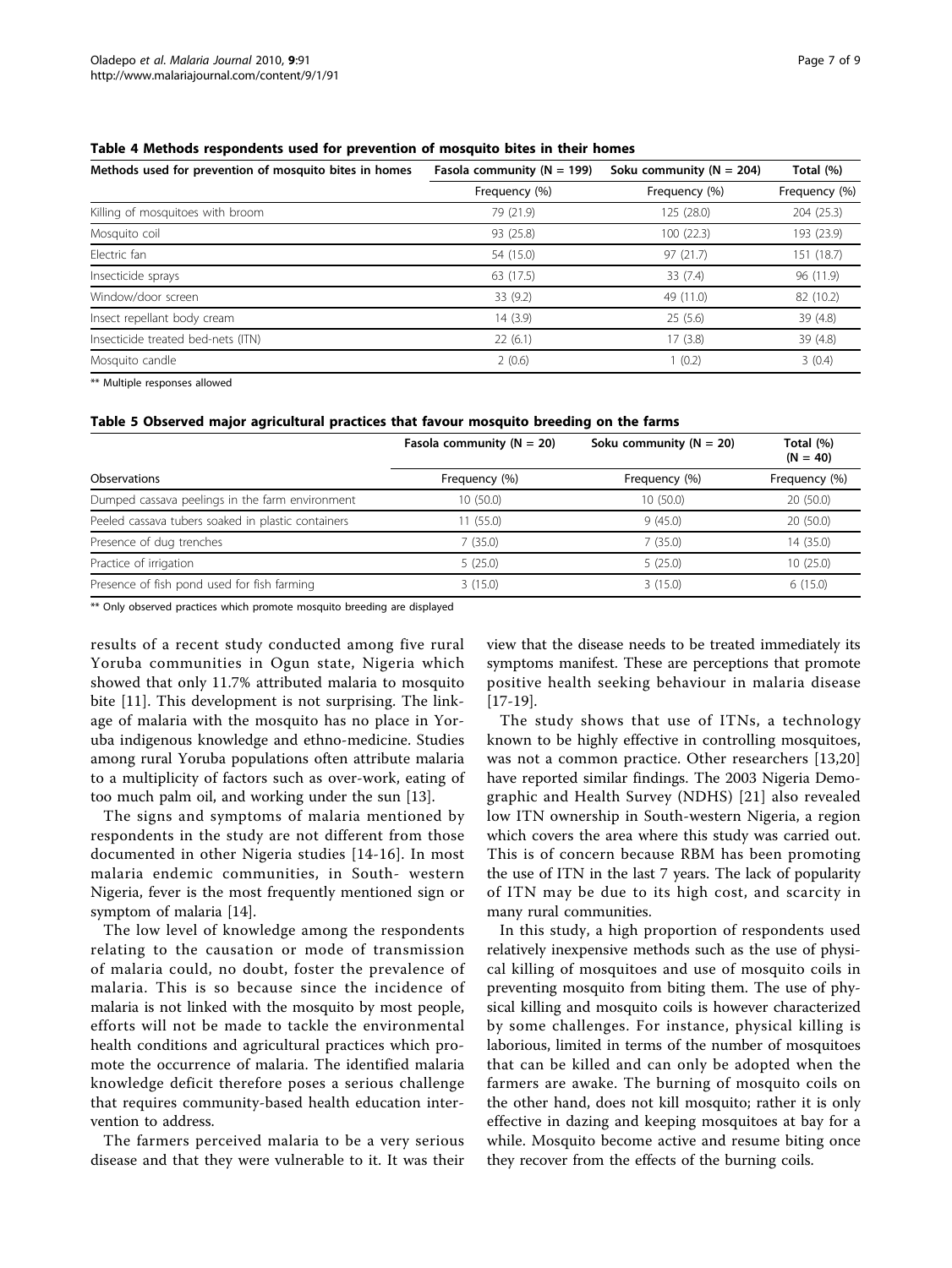**Table 4 Methods respondents used for prevention of mosquito bites in their homes**

| Methods used for prevention of mosquito bites in homes | Fasola community (N = 199) | Soku community (N = 204) | Total (%) |
|---|---|---|---|
| | Frequency (%) | Frequency (%) | Frequency (%) |
| Killing of mosquitoes with broom | 79 (21.9) | 125 (28.0) | 204 (25.3) |
| Mosquito coil | 93 (25.8) | 100 (22.3) | 193 (23.9) |
| Electric fan | 54 (15.0) | 97 (21.7) | 151 (18.7) |
| Insecticide sprays | 63 (17.5) | 33 (7.4) | 96 (11.9) |
| Window/door screen | 33 (9.2) | 49 (11.0) | 82 (10.2) |
| Insect repellant body cream | 14 (3.9) | 25 (5.6) | 39 (4.8) |
| Insecticide treated bed-nets (ITN) | 22 (6.1) | 17 (3.8) | 39 (4.8) |
| Mosquito candle | 2 (0.6) | 1 (0.2) | 3 (0.4) |

** Multiple responses allowed

**Table 5 Observed major agricultural practices that favour mosquito breeding on the farms**

| Observations | Fasola community (N = 20) | Soku community (N = 20) | Total (%) (N = 40) |
|---|---|---|---|
| | Frequency (%) | Frequency (%) | Frequency (%) |
| Dumped cassava peelings in the farm environment | 10 (50.0) | 10 (50.0) | 20 (50.0) |
| Peeled cassava tubers soaked in plastic containers | 11 (55.0) | 9 (45.0) | 20 (50.0) |
| Presence of dug trenches | 7 (35.0) | 7 (35.0) | 14 (35.0) |
| Practice of irrigation | 5 (25.0) | 5 (25.0) | 10 (25.0) |
| Presence of fish pond used for fish farming | 3 (15.0) | 3 (15.0) | 6 (15.0) |

** Only observed practices which promote mosquito breeding are displayed

results of a recent study conducted among five rural Yoruba communities in Ogun state, Nigeria which showed that only 11.7% attributed malaria to mosquito bite [11]. This development is not surprising. The linkage of malaria with the mosquito has no place in Yoruba indigenous knowledge and ethno-medicine. Studies among rural Yoruba populations often attribute malaria to a multiplicity of factors such as over-work, eating of too much palm oil, and working under the sun [13].

The signs and symptoms of malaria mentioned by respondents in the study are not different from those documented in other Nigeria studies [14-16]. In most malaria endemic communities, in South- western Nigeria, fever is the most frequently mentioned sign or symptom of malaria [14].

The low level of knowledge among the respondents relating to the causation or mode of transmission of malaria could, no doubt, foster the prevalence of malaria. This is so because since the incidence of malaria is not linked with the mosquito by most people, efforts will not be made to tackle the environmental health conditions and agricultural practices which promote the occurrence of malaria. The identified malaria knowledge deficit therefore poses a serious challenge that requires community-based health education intervention to address.

The farmers perceived malaria to be a very serious disease and that they were vulnerable to it. It was their view that the disease needs to be treated immediately its symptoms manifest. These are perceptions that promote positive health seeking behaviour in malaria disease [17-19].

The study shows that use of ITNs, a technology known to be highly effective in controlling mosquitoes, was not a common practice. Other researchers [13,20] have reported similar findings. The 2003 Nigeria Demographic and Health Survey (NDHS) [21] also revealed low ITN ownership in South-western Nigeria, a region which covers the area where this study was carried out. This is of concern because RBM has been promoting the use of ITN in the last 7 years. The lack of popularity of ITN may be due to its high cost, and scarcity in many rural communities.

In this study, a high proportion of respondents used relatively inexpensive methods such as the use of physical killing of mosquitoes and use of mosquito coils in preventing mosquito from biting them. The use of physical killing and mosquito coils is however characterized by some challenges. For instance, physical killing is laborious, limited in terms of the number of mosquitoes that can be killed and can only be adopted when the farmers are awake. The burning of mosquito coils on the other hand, does not kill mosquito; rather it is only effective in dazing and keeping mosquitoes at bay for a while. Mosquito become active and resume biting once they recover from the effects of the burning coils.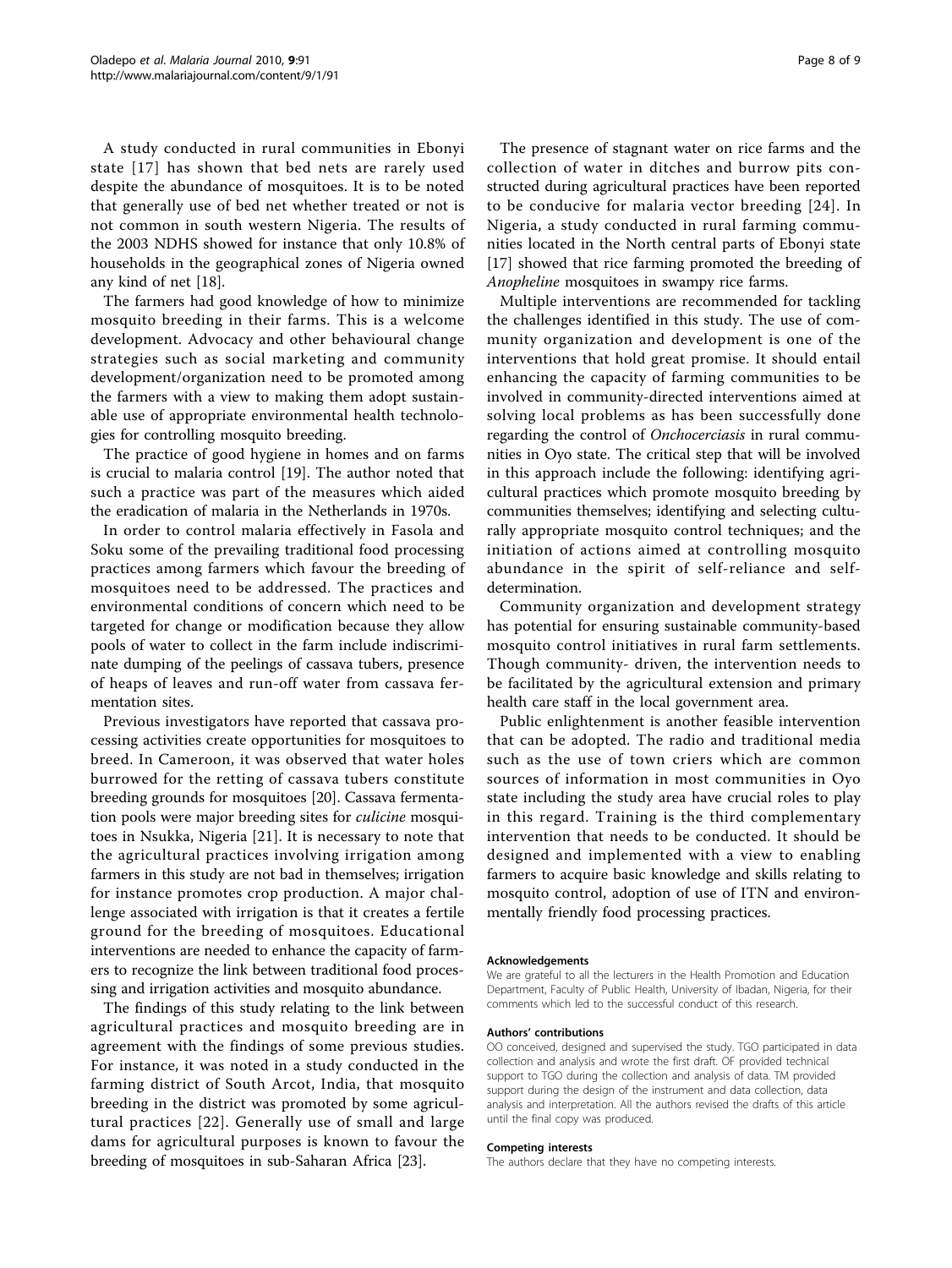A study conducted in rural communities in Ebonyi state [17] has shown that bed nets are rarely used despite the abundance of mosquitoes. It is to be noted that generally use of bed net whether treated or not is not common in south western Nigeria. The results of the 2003 NDHS showed for instance that only 10.8% of households in the geographical zones of Nigeria owned any kind of net [18].

The farmers had good knowledge of how to minimize mosquito breeding in their farms. This is a welcome development. Advocacy and other behavioural change strategies such as social marketing and community development/organization need to be promoted among the farmers with a view to making them adopt sustainable use of appropriate environmental health technologies for controlling mosquito breeding.

The practice of good hygiene in homes and on farms is crucial to malaria control [19]. The author noted that such a practice was part of the measures which aided the eradication of malaria in the Netherlands in 1970s.

In order to control malaria effectively in Fasola and Soku some of the prevailing traditional food processing practices among farmers which favour the breeding of mosquitoes need to be addressed. The practices and environmental conditions of concern which need to be targeted for change or modification because they allow pools of water to collect in the farm include indiscriminate dumping of the peelings of cassava tubers, presence of heaps of leaves and run-off water from cassava fermentation sites.

Previous investigators have reported that cassava processing activities create opportunities for mosquitoes to breed. In Cameroon, it was observed that water holes burrowed for the retting of cassava tubers constitute breeding grounds for mosquitoes [20]. Cassava fermentation pools were major breeding sites for *culicine* mosquitoes in Nsukka, Nigeria [21]. It is necessary to note that the agricultural practices involving irrigation among farmers in this study are not bad in themselves; irrigation for instance promotes crop production. A major challenge associated with irrigation is that it creates a fertile ground for the breeding of mosquitoes. Educational interventions are needed to enhance the capacity of farmers to recognize the link between traditional food processing and irrigation activities and mosquito abundance.

The findings of this study relating to the link between agricultural practices and mosquito breeding are in agreement with the findings of some previous studies. For instance, it was noted in a study conducted in the farming district of South Arcot, India, that mosquito breeding in the district was promoted by some agricultural practices [22]. Generally use of small and large dams for agricultural purposes is known to favour the breeding of mosquitoes in sub-Saharan Africa [23].

The presence of stagnant water on rice farms and the collection of water in ditches and burrow pits constructed during agricultural practices have been reported to be conducive for malaria vector breeding [24]. In Nigeria, a study conducted in rural farming communities located in the North central parts of Ebonyi state [17] showed that rice farming promoted the breeding of *Anopheline* mosquitoes in swampy rice farms.

Multiple interventions are recommended for tackling the challenges identified in this study. The use of community organization and development is one of the interventions that hold great promise. It should entail enhancing the capacity of farming communities to be involved in community-directed interventions aimed at solving local problems as has been successfully done regarding the control of *Onchocerciasis* in rural communities in Oyo state. The critical step that will be involved in this approach include the following: identifying agricultural practices which promote mosquito breeding by communities themselves; identifying and selecting culturally appropriate mosquito control techniques; and the initiation of actions aimed at controlling mosquito abundance in the spirit of self-reliance and self-determination.

Community organization and development strategy has potential for ensuring sustainable community-based mosquito control initiatives in rural farm settlements. Though community- driven, the intervention needs to be facilitated by the agricultural extension and primary health care staff in the local government area.

Public enlightenment is another feasible intervention that can be adopted. The radio and traditional media such as the use of town criers which are common sources of information in most communities in Oyo state including the study area have crucial roles to play in this regard. Training is the third complementary intervention that needs to be conducted. It should be designed and implemented with a view to enabling farmers to acquire basic knowledge and skills relating to mosquito control, adoption of use of ITN and environmentally friendly food processing practices.

#### Acknowledgements

We are grateful to all the lecturers in the Health Promotion and Education Department, Faculty of Public Health, University of Ibadan, Nigeria, for their comments which led to the successful conduct of this research.

#### Authors' contributions

OO conceived, designed and supervised the study. TGO participated in data collection and analysis and wrote the first draft. OF provided technical support to TGO during the collection and analysis of data. TM provided support during the design of the instrument and data collection, data analysis and interpretation. All the authors revised the drafts of this article until the final copy was produced.

#### Competing interests

The authors declare that they have no competing interests.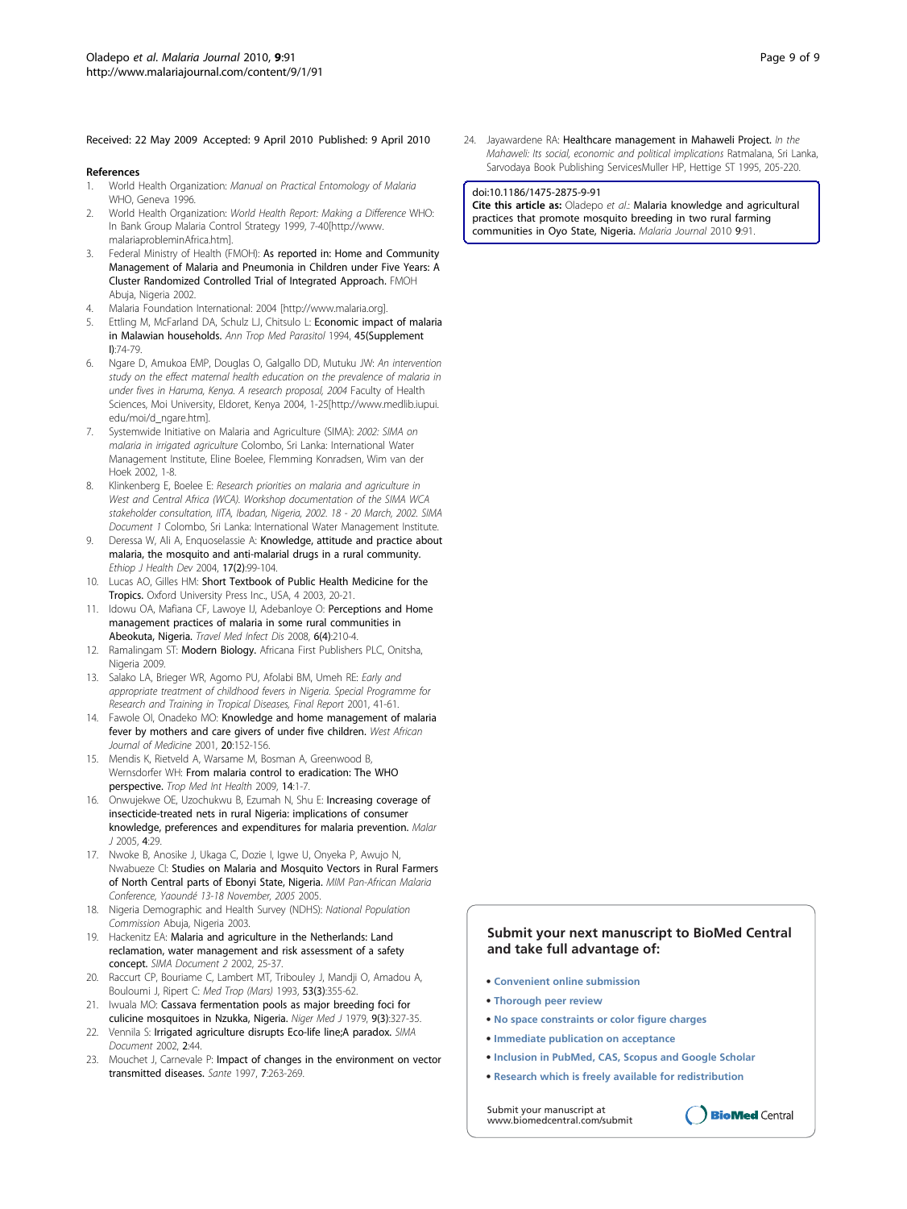Received: 22 May 2009 Accepted: 9 April 2010 Published: 9 April 2010

## References

1. World Health Organization: *Manual on Practical Entomology of Malaria* WHO, Geneva 1996.
2. World Health Organization: *World Health Report: Making a Difference* WHO: In Bank Group Malaria Control Strategy 1999, 7-40[http://www.malariaproblеminAfrica.htm].
3. Federal Ministry of Health (FMOH): **As reported in: Home and Community Management of Malaria and Pneumonia in Children under Five Years: A Cluster Randomized Controlled Trial of Integrated Approach.** FMOH Abuja, Nigeria 2002.
4. Malaria Foundation International: 2004 [http://www.malaria.org].
5. Ettling M, McFarland DA, Schulz LJ, Chitsulo L: **Economic impact of malaria in Malawian households.** *Ann Trop Med Parasitol* 1994, **45(Supplement I)**:74-79.
6. Ngare D, Amukoa EMP, Douglas O, Galgallo DD, Mutuku JW: *An intervention study on the effect maternal health education on the prevalence of malaria in under fives in Haruma, Kenya. A research proposal, 2004* Faculty of Health Sciences, Moi University, Eldoret, Kenya 2004, 1-25[http://www.medlib.iupui.edu/moi/d_ngare.htm].
7. Systemwide Initiative on Malaria and Agriculture (SIMA): *2002: SIMA on malaria in irrigated agriculture* Colombo, Sri Lanka: International Water Management Institute, Eline Boelee, Flemming Konradsen, Wim van der Hoek 2002, 1-8.
8. Klinkenberg E, Boelee E: *Research priorities on malaria and agriculture in West and Central Africa (WCA). Workshop documentation of the SIMA WCA stakeholder consultation, IITA, Ibadan, Nigeria, 2002. 18 - 20 March, 2002. SIMA Document 1* Colombo, Sri Lanka: International Water Management Institute.
9. Deressa W, Ali A, Enquoselassie A: **Knowledge, attitude and practice about malaria, the mosquito and anti-malarial drugs in a rural community.** *Ethiop J Health Dev* 2004, **17(2)**:99-104.
10. Lucas AO, Gilles HM: **Short Textbook of Public Health Medicine for the Tropics.** Oxford University Press Inc., USA, 4 2003, 20-21.
11. Idowu OA, Mafiana CF, Lawoye IJ, Adebanloye O: **Perceptions and Home management practices of malaria in some rural communities in Abeokuta, Nigeria.** *Travel Med Infect Dis* 2008, **6(4)**:210-4.
12. Ramalingam ST: **Modern Biology.** Africana First Publishers PLC, Onitsha, Nigeria 2009.
13. Salako LA, Brieger WR, Agomo PU, Afolabi BM, Umeh RE: *Early and appropriate treatment of childhood fevers in Nigeria. Special Programme for Research and Training in Tropical Diseases, Final Report* 2001, 41-61.
14. Fawole OI, Onadeko MO: **Knowledge and home management of malaria fever by mothers and care givers of under five children.** *West African Journal of Medicine* 2001, **20**:152-156.
15. Mendis K, Rietveld A, Warsame M, Bosman A, Greenwood B, Wernsdorfer WH: **From malaria control to eradication: The WHO perspective.** *Trop Med Int Health* 2009, **14**:1-7.
16. Onwujekwe OE, Uzochukwu B, Ezumah N, Shu E: **Increasing coverage of insecticide-treated nets in rural Nigeria: implications of consumer knowledge, preferences and expenditures for malaria prevention.** *Malar J* 2005, **4**:29.
17. Nwoke B, Anosike J, Ukaga C, Dozie I, Igwe U, Onyeka P, Awujo N, Nwabueze CI: **Studies on Malaria and Mosquito Vectors in Rural Farmers of North Central parts of Ebonyi State, Nigeria.** *MIM Pan-African Malaria Conference, Yaoundé 13-18 November, 2005* 2005.
18. Nigeria Demographic and Health Survey (NDHS): *National Population Commission* Abuja, Nigeria 2003.
19. Hackenitz EA: **Malaria and agriculture in the Netherlands: Land reclamation, water management and risk assessment of a safety concept.** *SIMA Document 2* 2002, 25-37.
20. Raccurt CP, Bouriame C, Lambert MT, Tribouley J, Mandji O, Amadou A, Bouloumi J, Ripert C: *Med Trop (Mars)* 1993, **53(3)**:355-62.
21. Iwuala MO: **Cassava fermentation pools as major breeding foci for culicine mosquitoes in Nzukka, Nigeria.** *Niger Med J* 1979, **9(3)**:327-35.
22. Vennila S: **Irrigated agriculture disrupts Eco-life line;A paradox.** *SIMA Document* 2002, **2**:44.
23. Mouchet J, Carnevale P: **Impact of changes in the environment on vector transmitted diseases.** *Sante* 1997, **7**:263-269.
24. Jayawardene RA: **Healthcare management in Mahaweli Project.** *In the Mahaweli: Its social, economic and political implications* Ratmalana, Sri Lanka, Sarvodaya Book Publishing ServicesMuller HP, Hettige ST 1995, 205-220.

doi:10.1186/1475-2875-9-91

**Cite this article as:** Oladepo *et al.*: **Malaria knowledge and agricultural practices that promote mosquito breeding in two rural farming communities in Oyo State, Nigeria.** *Malaria Journal* 2010 **9**:91.

**Submit your next manuscript to BioMed Central and take full advantage of:**

- **Convenient online submission**
- **Thorough peer review**
- **No space constraints or color figure charges**
- **Immediate publication on acceptance**
- **Inclusion in PubMed, CAS, Scopus and Google Scholar**
- **Research which is freely available for redistribution**

Submit your manuscript at www.biomedcentral.com/submit

BioMed Central